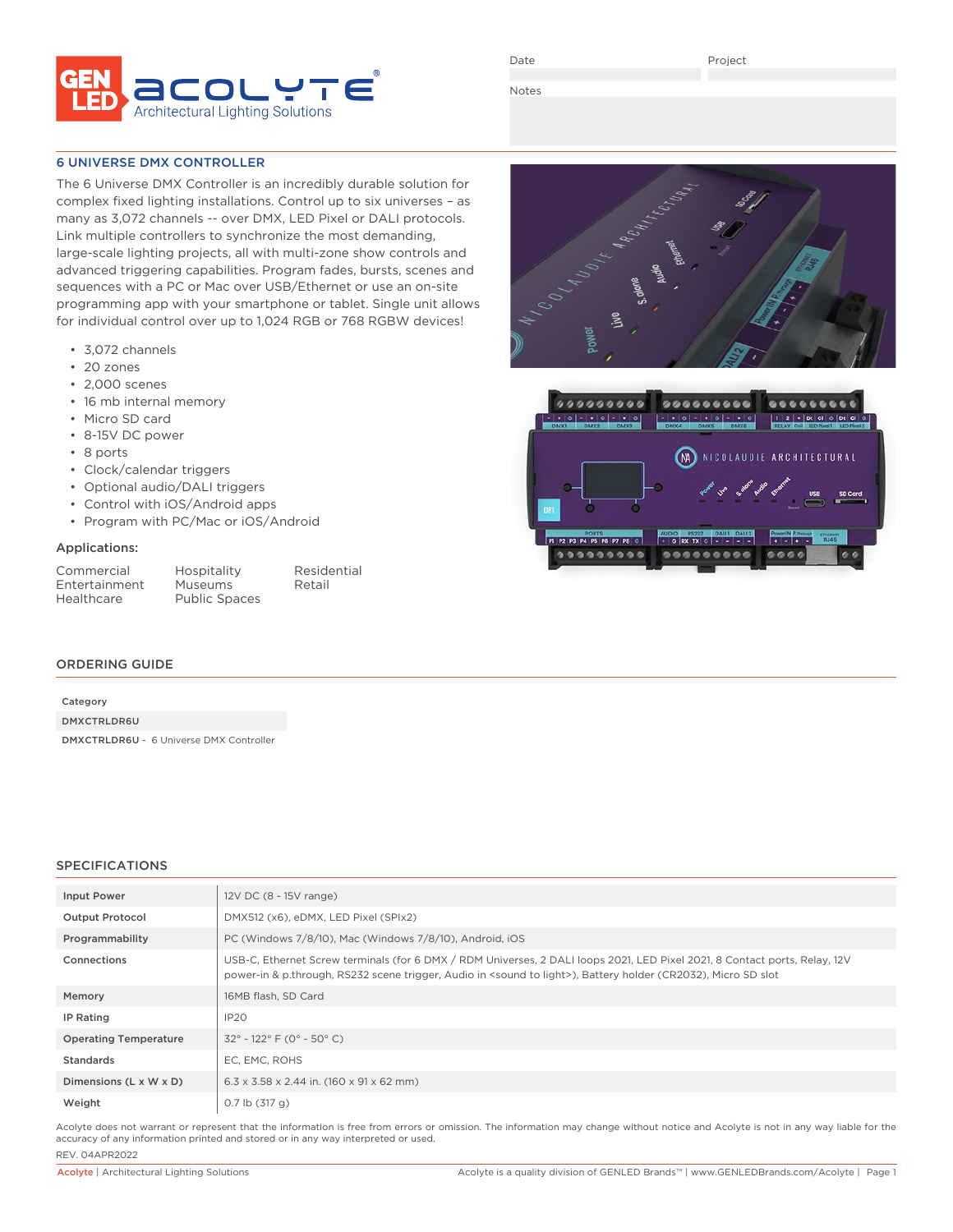GEN LED | ACOLYTE® Architectural Lighting Solutions

Date | Project

Notes

## 6 UNIVERSE DMX CONTROLLER

The 6 Universe DMX Controller is an incredibly durable solution for complex fixed lighting installations. Control up to six universes – as many as 3,072 channels -- over DMX, LED Pixel or DALI protocols. Link multiple controllers to synchronize the most demanding, large-scale lighting projects, all with multi-zone show controls and advanced triggering capabilities. Program fades, bursts, scenes and sequences with a PC or Mac over USB/Ethernet or use an on-site programming app with your smartphone or tablet. Single unit allows for individual control over up to 1,024 RGB or 768 RGBW devices!

- 3,072 channels
- 20 zones
- 2,000 scenes
- 16 mb internal memory
- Micro SD card
- 8-15V DC power
- 8 ports
- Clock/calendar triggers
- Optional audio/DALI triggers
- Control with iOS/Android apps
- Program with PC/Mac or iOS/Android

### Applications:

| | | |
|---|---|---|
| Commercial | Hospitality | Residential |
| Entertainment | Museums | Retail |
| Healthcare | Public Spaces | |

## ORDERING GUIDE

| Category |
|---|
| DMXCTRLDR6U |
| DMXCTRLDR6U - 6 Universe DMX Controller |

## SPECIFICATIONS

| | |
|---|---|
| Input Power | 12V DC (8 - 15V range) |
| Output Protocol | DMX512 (x6), eDMX, LED Pixel (SPIx2) |
| Programmability | PC (Windows 7/8/10), Mac (Windows 7/8/10), Android, iOS |
| Connections | USB-C, Ethernet Screw terminals (for 6 DMX / RDM Universes, 2 DALI loops 2021, LED Pixel 2021, 8 Contact ports, Relay, 12V power-in & p.through, RS232 scene trigger, Audio in <sound to light>), Battery holder (CR2032), Micro SD slot |
| Memory | 16MB flash, SD Card |
| IP Rating | IP20 |
| Operating Temperature | 32° - 122° F (0° - 50° C) |
| Standards | EC, EMC, ROHS |
| Dimensions (L x W x D) | 6.3 x 3.58 x 2.44 in. (160 x 91 x 62 mm) |
| Weight | 0.7 lb (317 g) |

Acolyte does not warrant or represent that the information is free from errors or omission. The information may change without notice and Acolyte is not in any way liable for the accuracy of any information printed and stored or in any way interpreted or used.

REV. 04APR2022

Acolyte | Architectural Lighting Solutions — Acolyte is a quality division of GENLED Brands™ | www.GENLEDBrands.com/Acolyte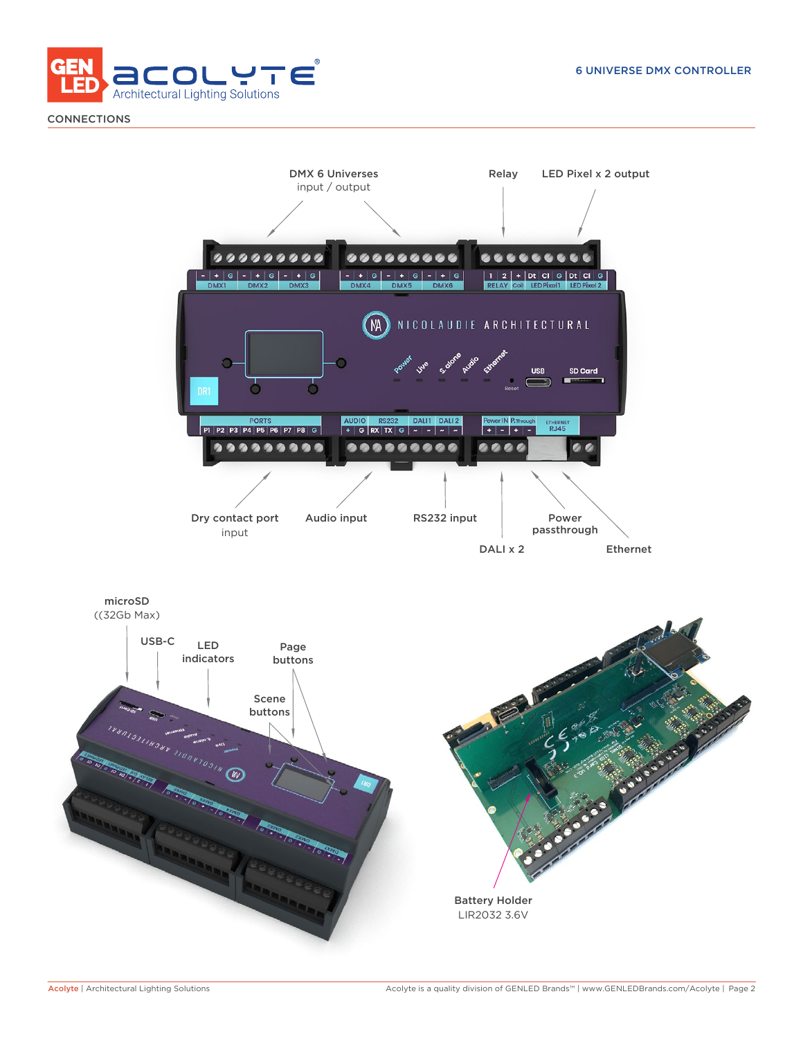## CONNECTIONS

DMX 6 Universes
input / output

Relay

LED Pixel x 2 output

Dry contact port
input

Audio input

RS232 input

DALI x 2

Power
passthrough

Ethernet

microSD
((32Gb Max)

USB-C

LED
indicators

Page
buttons

Scene
buttons

Battery Holder
LIR2032 3.6V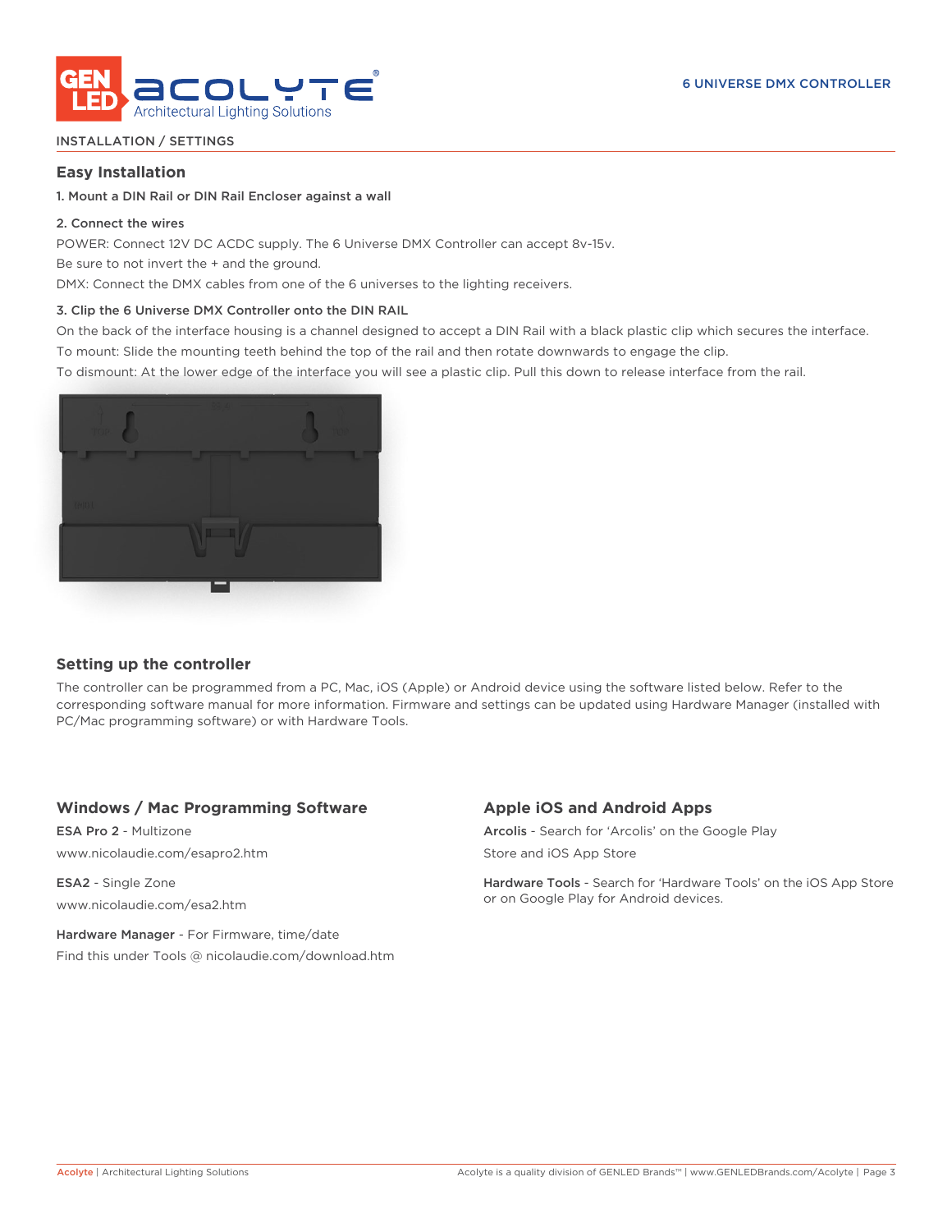INSTALLATION / SETTINGS

## Easy Installation

**1. Mount a DIN Rail or DIN Rail Encloser against a wall**

**2. Connect the wires**

POWER: Connect 12V DC ACDC supply. The 6 Universe DMX Controller can accept 8v-15v.

Be sure to not invert the + and the ground.

DMX: Connect the DMX cables from one of the 6 universes to the lighting receivers.

**3. Clip the 6 Universe DMX Controller onto the DIN RAIL**

On the back of the interface housing is a channel designed to accept a DIN Rail with a black plastic clip which secures the interface.

To mount: Slide the mounting teeth behind the top of the rail and then rotate downwards to engage the clip.

To dismount: At the lower edge of the interface you will see a plastic clip. Pull this down to release interface from the rail.

## Setting up the controller

The controller can be programmed from a PC, Mac, iOS (Apple) or Android device using the software listed below. Refer to the corresponding software manual for more information. Firmware and settings can be updated using Hardware Manager (installed with PC/Mac programming software) or with Hardware Tools.

### Windows / Mac Programming Software

**ESA Pro 2** - Multizone

www.nicolaudie.com/esapro2.htm

**ESA2** - Single Zone

www.nicolaudie.com/esa2.htm

**Hardware Manager** - For Firmware, time/date

Find this under Tools @ nicolaudie.com/download.htm

### Apple iOS and Android Apps

**Arcolis** - Search for 'Arcolis' on the Google Play Store and iOS App Store

**Hardware Tools** - Search for 'Hardware Tools' on the iOS App Store or on Google Play for Android devices.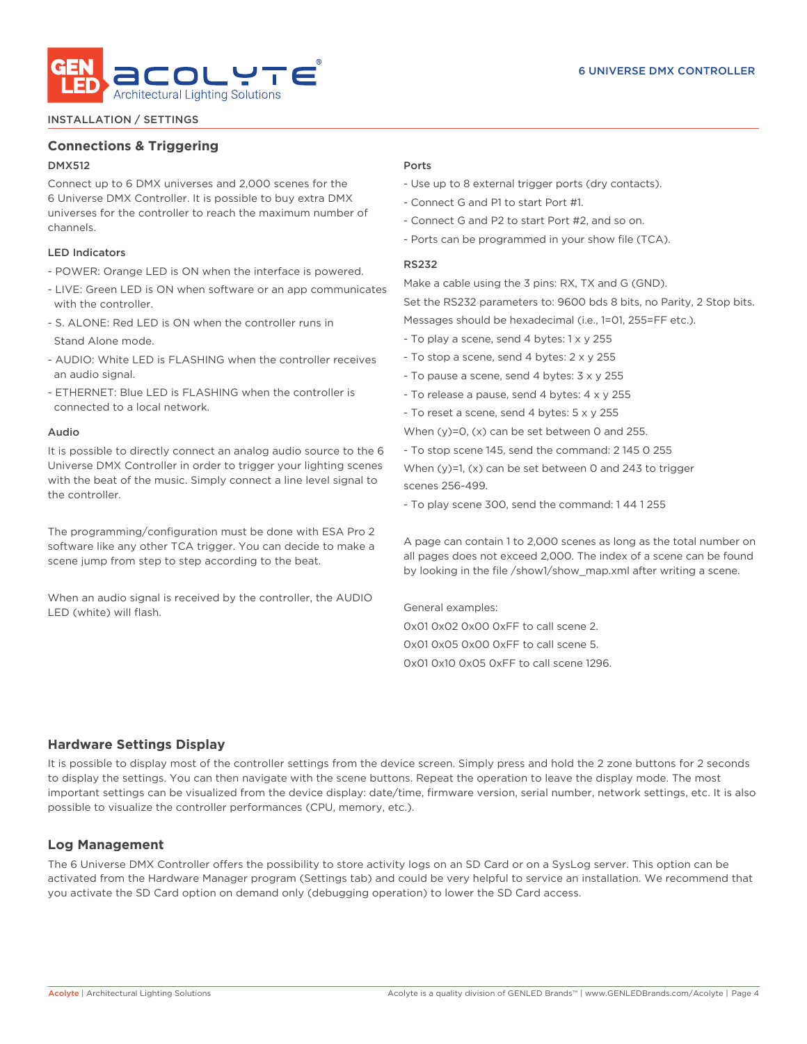INSTALLATION / SETTINGS

## Connections & Triggering

### DMX512

Connect up to 6 DMX universes and 2,000 scenes for the 6 Universe DMX Controller. It is possible to buy extra DMX universes for the controller to reach the maximum number of channels.

### LED Indicators

- POWER: Orange LED is ON when the interface is powered.
- LIVE: Green LED is ON when software or an app communicates with the controller.
- S. ALONE: Red LED is ON when the controller runs in Stand Alone mode.
- AUDIO: White LED is FLASHING when the controller receives an audio signal.
- ETHERNET: Blue LED is FLASHING when the controller is connected to a local network.

### Audio

It is possible to directly connect an analog audio source to the 6 Universe DMX Controller in order to trigger your lighting scenes with the beat of the music. Simply connect a line level signal to the controller.

The programming/configuration must be done with ESA Pro 2 software like any other TCA trigger. You can decide to make a scene jump from step to step according to the beat.

When an audio signal is received by the controller, the AUDIO LED (white) will flash.

### Ports

- Use up to 8 external trigger ports (dry contacts).
- Connect G and P1 to start Port #1.
- Connect G and P2 to start Port #2, and so on.
- Ports can be programmed in your show file (TCA).

### RS232

Make a cable using the 3 pins: RX, TX and G (GND).

Set the RS232 parameters to: 9600 bds 8 bits, no Parity, 2 Stop bits.

Messages should be hexadecimal (i.e., 1=01, 255=FF etc.).

- To play a scene, send 4 bytes: 1 x y 255
- To stop a scene, send 4 bytes: 2 x y 255
- To pause a scene, send 4 bytes: 3 x y 255
- To release a pause, send 4 bytes: 4 x y 255
- To reset a scene, send 4 bytes: 5 x y 255

When (y)=0, (x) can be set between 0 and 255.

- To stop scene 145, send the command: 2 145 0 255

When (y)=1, (x) can be set between 0 and 243 to trigger scenes 256-499.

- To play scene 300, send the command: 1 44 1 255

A page can contain 1 to 2,000 scenes as long as the total number on all pages does not exceed 2,000. The index of a scene can be found by looking in the file /show1/show_map.xml after writing a scene.

General examples:

0x01 0x02 0x00 0xFF to call scene 2.

0x01 0x05 0x00 0xFF to call scene 5.

0x01 0x10 0x05 0xFF to call scene 1296.

## Hardware Settings Display

It is possible to display most of the controller settings from the device screen. Simply press and hold the 2 zone buttons for 2 seconds to display the settings. You can then navigate with the scene buttons. Repeat the operation to leave the display mode. The most important settings can be visualized from the device display: date/time, firmware version, serial number, network settings, etc. It is also possible to visualize the controller performances (CPU, memory, etc.).

## Log Management

The 6 Universe DMX Controller offers the possibility to store activity logs on an SD Card or on a SysLog server. This option can be activated from the Hardware Manager program (Settings tab) and could be very helpful to service an installation. We recommend that you activate the SD Card option on demand only (debugging operation) to lower the SD Card access.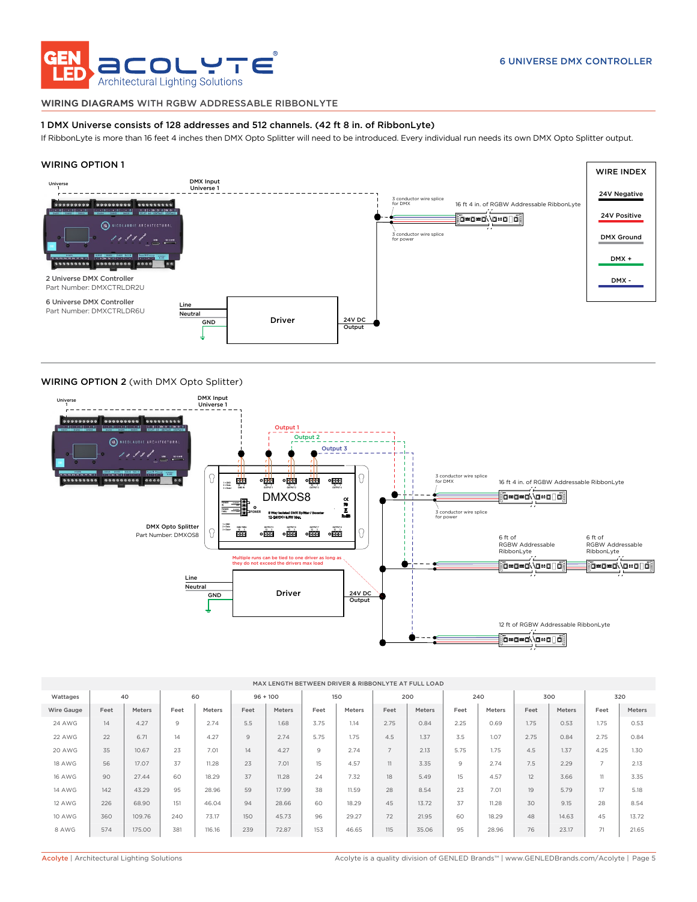## WIRING DIAGRAMS WITH RGBW ADDRESSABLE RIBBONLYTE

### 1 DMX Universe consists of 128 addresses and 512 channels. (42 ft 8 in. of RibbonLyte)

If RibbonLyte is more than 16 feet 4 inches then DMX Opto Splitter will need to be introduced. Every individual run needs its own DMX Opto Splitter output.

### WIRING OPTION 1

Universe 1

DMX Input Universe 1

3 conductor wire splice for DMX

16 ft 4 in. of RGBW Addressable RibbonLyte

3 conductor wire splice for power

2 Universe DMX Controller
Part Number: DMXCTRLDR2U

6 Universe DMX Controller
Part Number: DMXCTRLDR6U

Line
Neutral
GND

Driver

24V DC Output

**WIRE INDEX**

- 24V Negative
- 24V Positive
- DMX Ground
- DMX +
- DMX -

### WIRING OPTION 2 (with DMX Opto Splitter)

Universe 1

DMX Input Universe 1

Output 1
Output 2
Output 3

DMXOS8

DMX Opto Splitter
Part Number: DMXOS8

3 conductor wire splice for DMX

16 ft 4 in. of RGBW Addressable RibbonLyte

3 conductor wire splice for power

6 ft of RGBW Addressable RibbonLyte

6 ft of RGBW Addressable RibbonLyte

Multiple runs can be tied to one driver as long as they do not exceed the drivers max load

Line
Neutral
GND

Driver

24V DC Output

12 ft of RGBW Addressable RibbonLyte

| MAX LENGTH BETWEEN DRIVER & RIBBONLYTE AT FULL LOAD | | | | | | | | | | | | | | | | |
|---|---|---|---|---|---|---|---|---|---|---|---|---|---|---|---|---|
| Wattages | 40 | | 60 | | 96 + 100 | | 150 | | 200 | | 240 | | 300 | | 320 | |
| Wire Gauge | Feet | Meters | Feet | Meters | Feet | Meters | Feet | Meters | Feet | Meters | Feet | Meters | Feet | Meters | Feet | Meters |
| 24 AWG | 14 | 4.27 | 9 | 2.74 | 5.5 | 1.68 | 3.75 | 1.14 | 2.75 | 0.84 | 2.25 | 0.69 | 1.75 | 0.53 | 1.75 | 0.53 |
| 22 AWG | 22 | 6.71 | 14 | 4.27 | 9 | 2.74 | 5.75 | 1.75 | 4.5 | 1.37 | 3.5 | 1.07 | 2.75 | 0.84 | 2.75 | 0.84 |
| 20 AWG | 35 | 10.67 | 23 | 7.01 | 14 | 4.27 | 9 | 2.74 | 7 | 2.13 | 5.75 | 1.75 | 4.5 | 1.37 | 4.25 | 1.30 |
| 18 AWG | 56 | 17.07 | 37 | 11.28 | 23 | 7.01 | 15 | 4.57 | 11 | 3.35 | 9 | 2.74 | 7.5 | 2.29 | 7 | 2.13 |
| 16 AWG | 90 | 27.44 | 60 | 18.29 | 37 | 11.28 | 24 | 7.32 | 18 | 5.49 | 15 | 4.57 | 12 | 3.66 | 11 | 3.35 |
| 14 AWG | 142 | 43.29 | 95 | 28.96 | 59 | 17.99 | 38 | 11.59 | 28 | 8.54 | 23 | 7.01 | 19 | 5.79 | 17 | 5.18 |
| 12 AWG | 226 | 68.90 | 151 | 46.04 | 94 | 28.66 | 60 | 18.29 | 45 | 13.72 | 37 | 11.28 | 30 | 9.15 | 28 | 8.54 |
| 10 AWG | 360 | 109.76 | 240 | 73.17 | 150 | 45.73 | 96 | 29.27 | 72 | 21.95 | 60 | 18.29 | 48 | 14.63 | 45 | 13.72 |
| 8 AWG | 574 | 175.00 | 381 | 116.16 | 239 | 72.87 | 153 | 46.65 | 115 | 35.06 | 95 | 28.96 | 76 | 23.17 | 71 | 21.65 |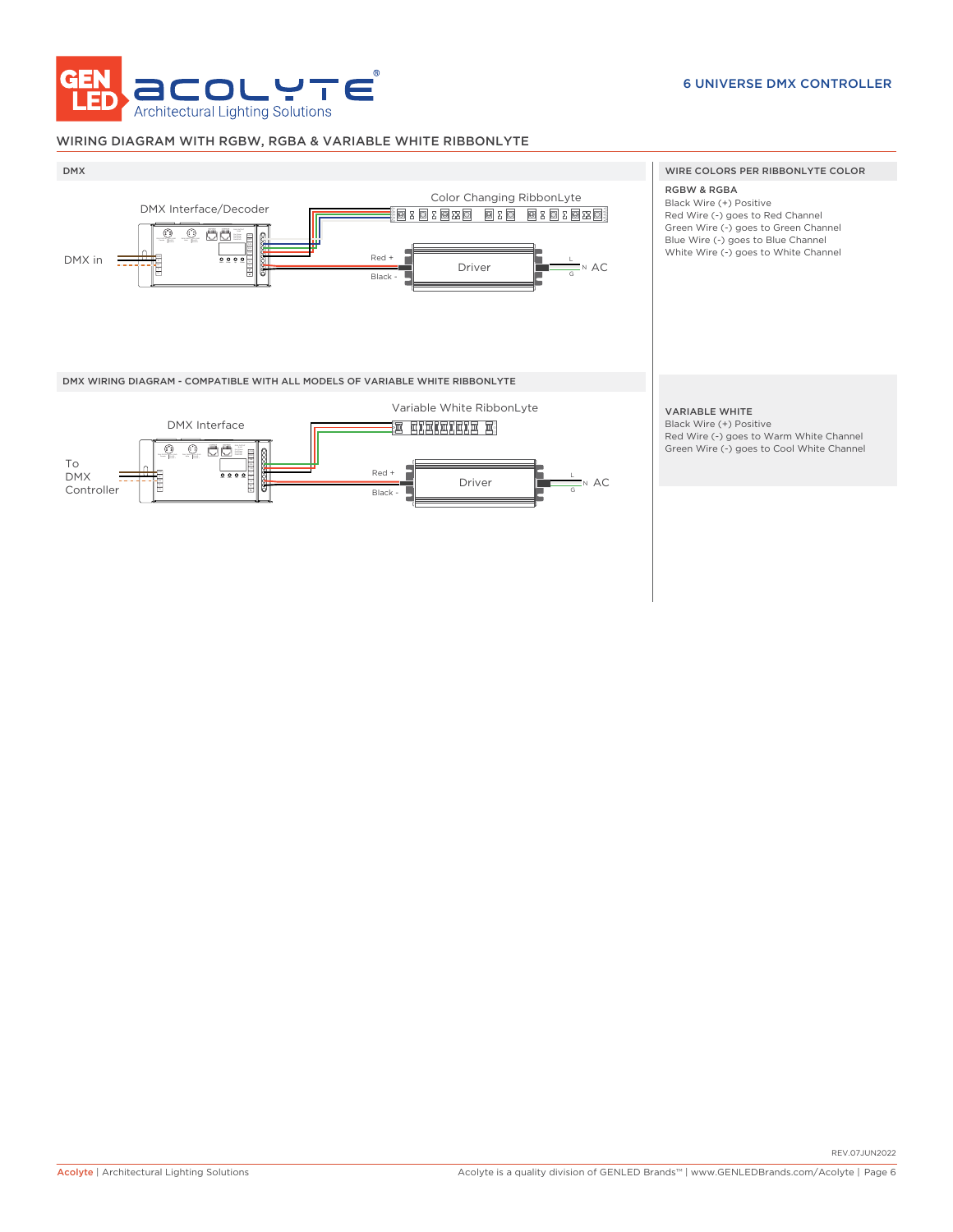## WIRING DIAGRAM WITH RGBW, RGBA & VARIABLE WHITE RIBBONLYTE

### DMX

DMX Interface/Decoder

Color Changing RibbonLyte

DMX in

Red +

Black -

Driver

L
N AC
G

### DMX WIRING DIAGRAM - COMPATIBLE WITH ALL MODELS OF VARIABLE WHITE RIBBONLYTE

Variable White RibbonLyte

DMX Interface

To DMX Controller

Red +

Black -

Driver

L
N AC
G

### WIRE COLORS PER RIBBONLYTE COLOR

**RGBW & RGBA**

Black Wire (+) Positive
Red Wire (-) goes to Red Channel
Green Wire (-) goes to Green Channel
Blue Wire (-) goes to Blue Channel
White Wire (-) goes to White Channel

**VARIABLE WHITE**

Black Wire (+) Positive
Red Wire (-) goes to Warm White Channel
Green Wire (-) goes to Cool White Channel

REV.07JUN2022